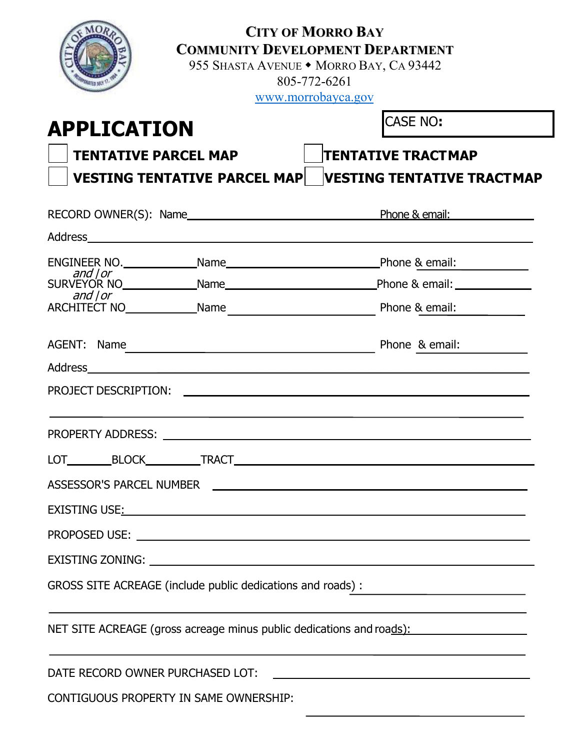**CITY OF MORRO BAY**
**COMMUNITY DEVELOPMENT DEPARTMENT**
955 SHASTA AVENUE ◆ MORRO BAY, CA 93442
805-772-6261
www.morrobayca.gov

# APPLICATION

CASE NO:

☐ **TENTATIVE PARCEL MAP** ☐ **TENTATIVE TRACT MAP**

☐ **VESTING TENTATIVE PARCEL MAP** ☐ **VESTING TENTATIVE TRACT MAP**

RECORD OWNER(S): Name________________________ Phone & email:__________

Address______________________________________________

ENGINEER NO.__________ Name________________________ Phone & email:__________
*and / or*
SURVEYOR NO__________ Name________________________ Phone & email:__________
*and / or*
ARCHITECT NO__________ Name________________________ Phone & email:__________

AGENT: Name________________________ Phone & email:__________

Address______________________________________________

PROJECT DESCRIPTION: ______________________________________________

______________________________________________

PROPERTY ADDRESS: ______________________________________________

LOT_______BLOCK_______TRACT______________________________

ASSESSOR'S PARCEL NUMBER ______________________________________________

EXISTING USE:______________________________________________

PROPOSED USE: ______________________________________________

EXISTING ZONING: ______________________________________________

GROSS SITE ACREAGE (include public dedications and roads) : ______________________

______________________________________________

NET SITE ACREAGE (gross acreage minus public dedications and roads):______________________

______________________________________________

DATE RECORD OWNER PURCHASED LOT: ______________________________________________

CONTIGUOUS PROPERTY IN SAME OWNERSHIP:

______________________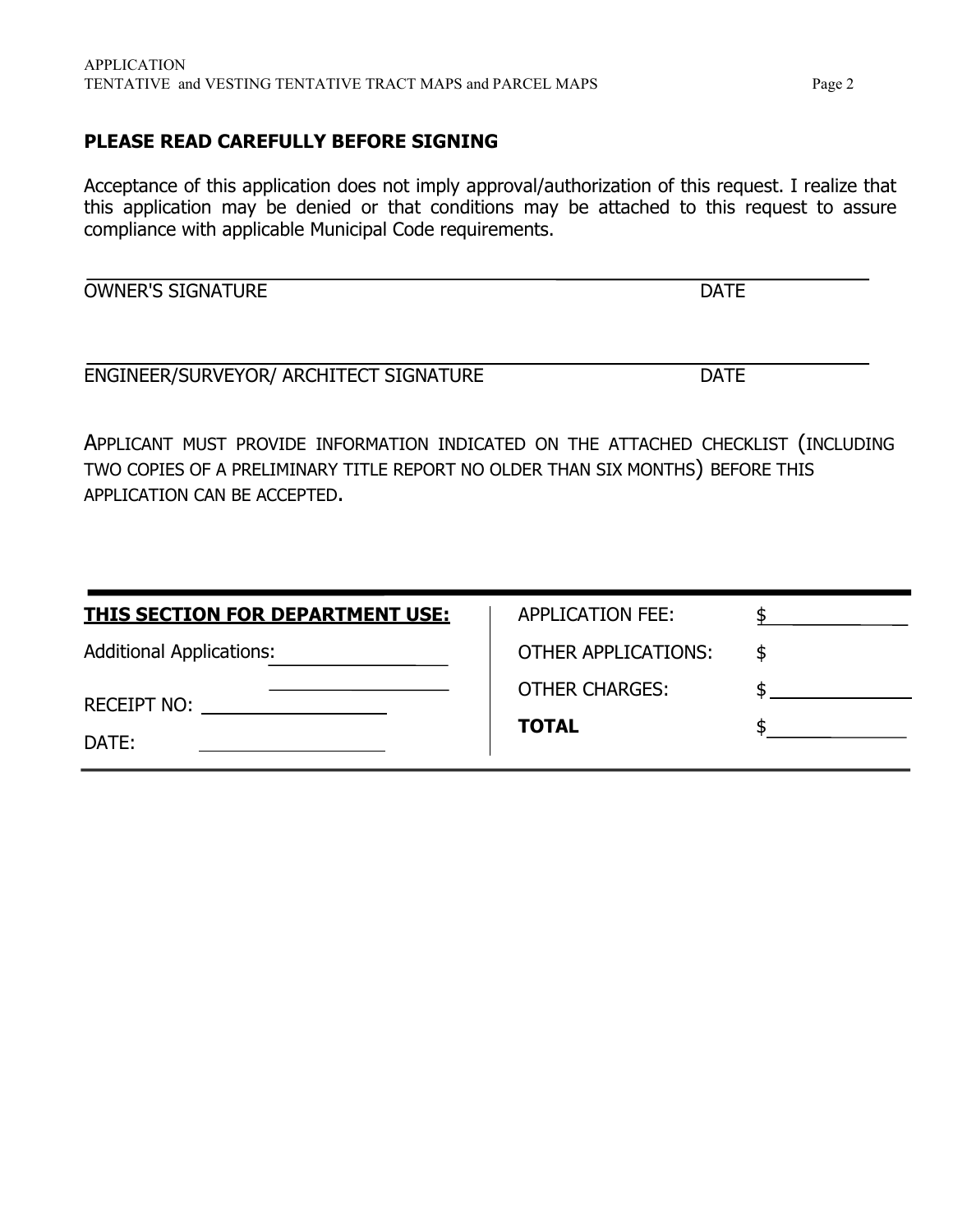**PLEASE READ CAREFULLY BEFORE SIGNING**

Acceptance of this application does not imply approval/authorization of this request. I realize that this application may be denied or that conditions may be attached to this request to assure compliance with applicable Municipal Code requirements.

OWNER'S SIGNATURE ______________________________ DATE ______________

ENGINEER/SURVEYOR/ ARCHITECT SIGNATURE ______________________________ DATE ______________

APPLICANT MUST PROVIDE INFORMATION INDICATED ON THE ATTACHED CHECKLIST (INCLUDING TWO COPIES OF A PRELIMINARY TITLE REPORT NO OLDER THAN SIX MONTHS) BEFORE THIS APPLICATION CAN BE ACCEPTED.

| **THIS SECTION FOR DEPARTMENT USE:** | | APPLICATION FEE: | $ |
|---|---|---|---|
| Additional Applications: | ______________ | OTHER APPLICATIONS: | $ |
| | ______________ | OTHER CHARGES: | $ |
| RECEIPT NO: | ______________ | **TOTAL** | $ |
| DATE: | ______________ | | |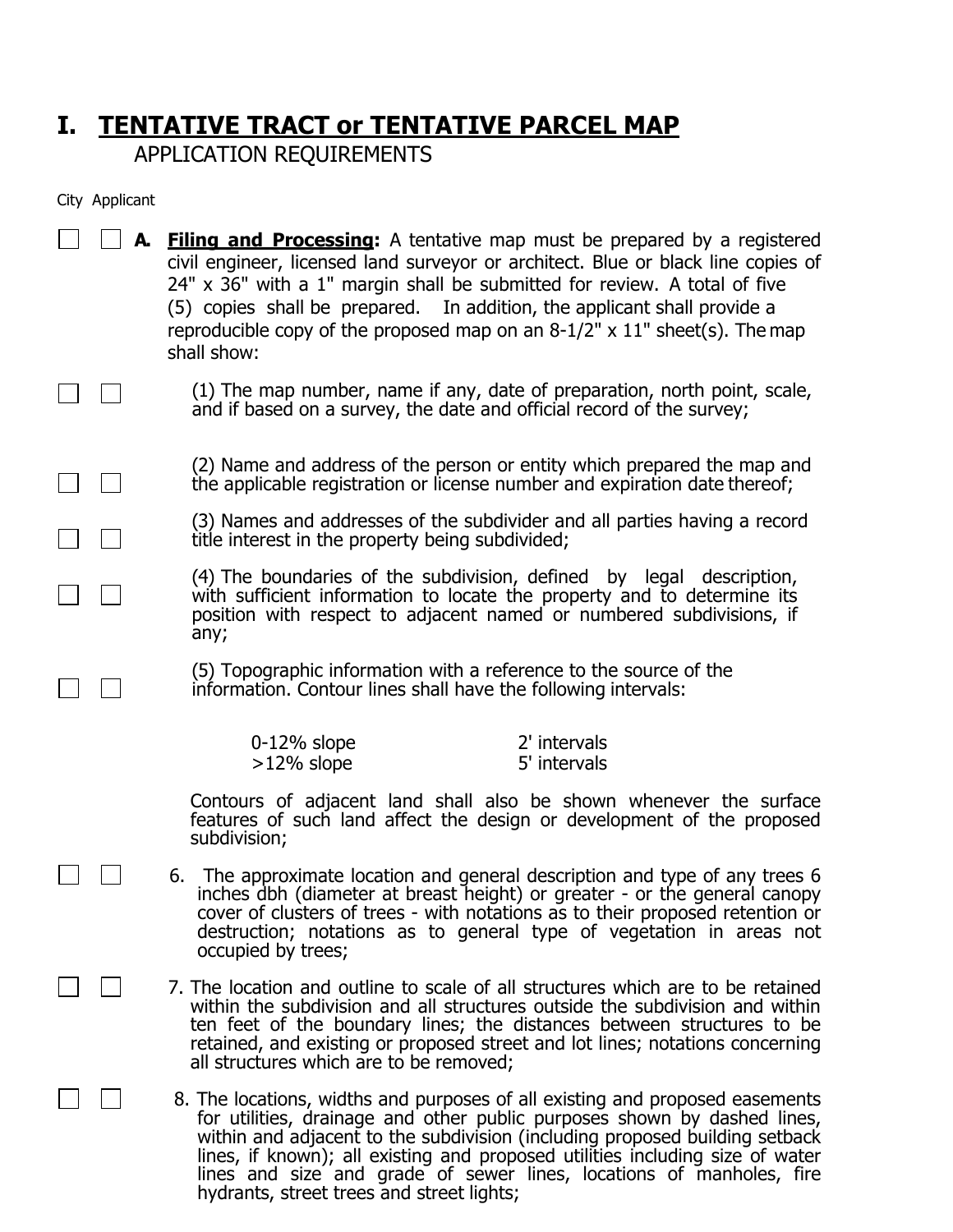# I. TENTATIVE TRACT or TENTATIVE PARCEL MAP

APPLICATION REQUIREMENTS

City Applicant

☐ ☐ **A. Filing and Processing:** A tentative map must be prepared by a registered civil engineer, licensed land surveyor or architect. Blue or black line copies of 24" x 36" with a 1" margin shall be submitted for review. A total of five (5) copies shall be prepared. In addition, the applicant shall provide a reproducible copy of the proposed map on an 8-1/2" x 11" sheet(s). The map shall show:

☐ ☐ (1) The map number, name if any, date of preparation, north point, scale, and if based on a survey, the date and official record of the survey;

☐ ☐ (2) Name and address of the person or entity which prepared the map and the applicable registration or license number and expiration date thereof;

☐ ☐ (3) Names and addresses of the subdivider and all parties having a record title interest in the property being subdivided;

☐ ☐ (4) The boundaries of the subdivision, defined by legal description, with sufficient information to locate the property and to determine its position with respect to adjacent named or numbered subdivisions, if any;

☐ ☐ (5) Topographic information with a reference to the source of the information. Contour lines shall have the following intervals:

| | |
|---|---|
| 0-12% slope | 2' intervals |
| >12% slope | 5' intervals |

Contours of adjacent land shall also be shown whenever the surface features of such land affect the design or development of the proposed subdivision;

☐ ☐ 6. The approximate location and general description and type of any trees 6 inches dbh (diameter at breast height) or greater - or the general canopy cover of clusters of trees - with notations as to their proposed retention or destruction; notations as to general type of vegetation in areas not occupied by trees;

☐ ☐ 7. The location and outline to scale of all structures which are to be retained within the subdivision and all structures outside the subdivision and within ten feet of the boundary lines; the distances between structures to be retained, and existing or proposed street and lot lines; notations concerning all structures which are to be removed;

☐ ☐ 8. The locations, widths and purposes of all existing and proposed easements for utilities, drainage and other public purposes shown by dashed lines, within and adjacent to the subdivision (including proposed building setback lines, if known); all existing and proposed utilities including size of water lines and size and grade of sewer lines, locations of manholes, fire hydrants, street trees and street lights;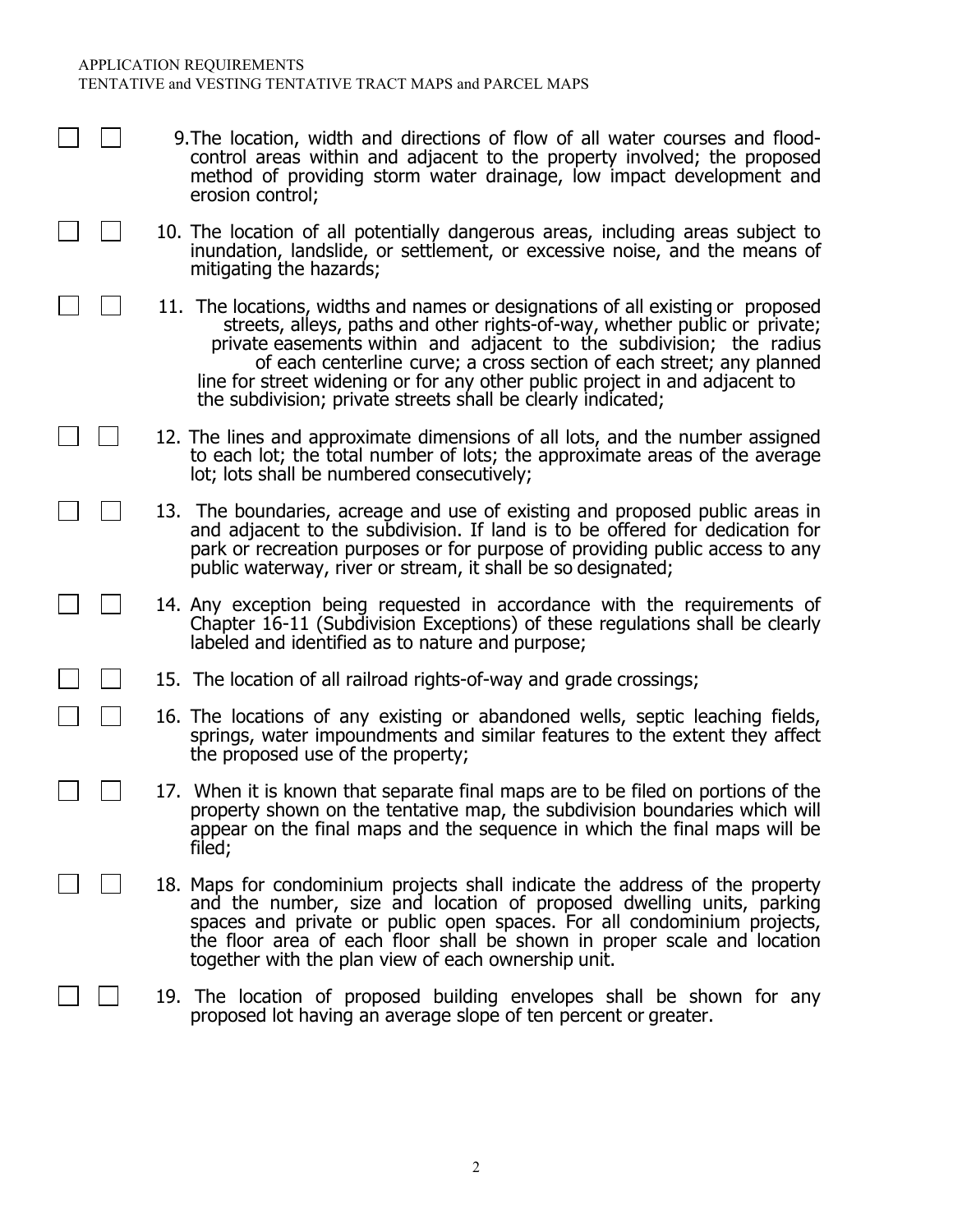- ☐ ☐ 9. The location, width and directions of flow of all water courses and flood-control areas within and adjacent to the property involved; the proposed method of providing storm water drainage, low impact development and erosion control;
- ☐ ☐ 10. The location of all potentially dangerous areas, including areas subject to inundation, landslide, or settlement, or excessive noise, and the means of mitigating the hazards;
- ☐ ☐ 11. The locations, widths and names or designations of all existing or proposed streets, alleys, paths and other rights-of-way, whether public or private; private easements within and adjacent to the subdivision; the radius of each centerline curve; a cross section of each street; any planned line for street widening or for any other public project in and adjacent to the subdivision; private streets shall be clearly indicated;
- ☐ ☐ 12. The lines and approximate dimensions of all lots, and the number assigned to each lot; the total number of lots; the approximate areas of the average lot; lots shall be numbered consecutively;
- ☐ ☐ 13. The boundaries, acreage and use of existing and proposed public areas in and adjacent to the subdivision. If land is to be offered for dedication for park or recreation purposes or for purpose of providing public access to any public waterway, river or stream, it shall be so designated;
- ☐ ☐ 14. Any exception being requested in accordance with the requirements of Chapter 16-11 (Subdivision Exceptions) of these regulations shall be clearly labeled and identified as to nature and purpose;
- ☐ ☐ 15. The location of all railroad rights-of-way and grade crossings;
- ☐ ☐ 16. The locations of any existing or abandoned wells, septic leaching fields, springs, water impoundments and similar features to the extent they affect the proposed use of the property;
- ☐ ☐ 17. When it is known that separate final maps are to be filed on portions of the property shown on the tentative map, the subdivision boundaries which will appear on the final maps and the sequence in which the final maps will be filed;
- ☐ ☐ 18. Maps for condominium projects shall indicate the address of the property and the number, size and location of proposed dwelling units, parking spaces and private or public open spaces. For all condominium projects, the floor area of each floor shall be shown in proper scale and location together with the plan view of each ownership unit.
- ☐ ☐ 19. The location of proposed building envelopes shall be shown for any proposed lot having an average slope of ten percent or greater.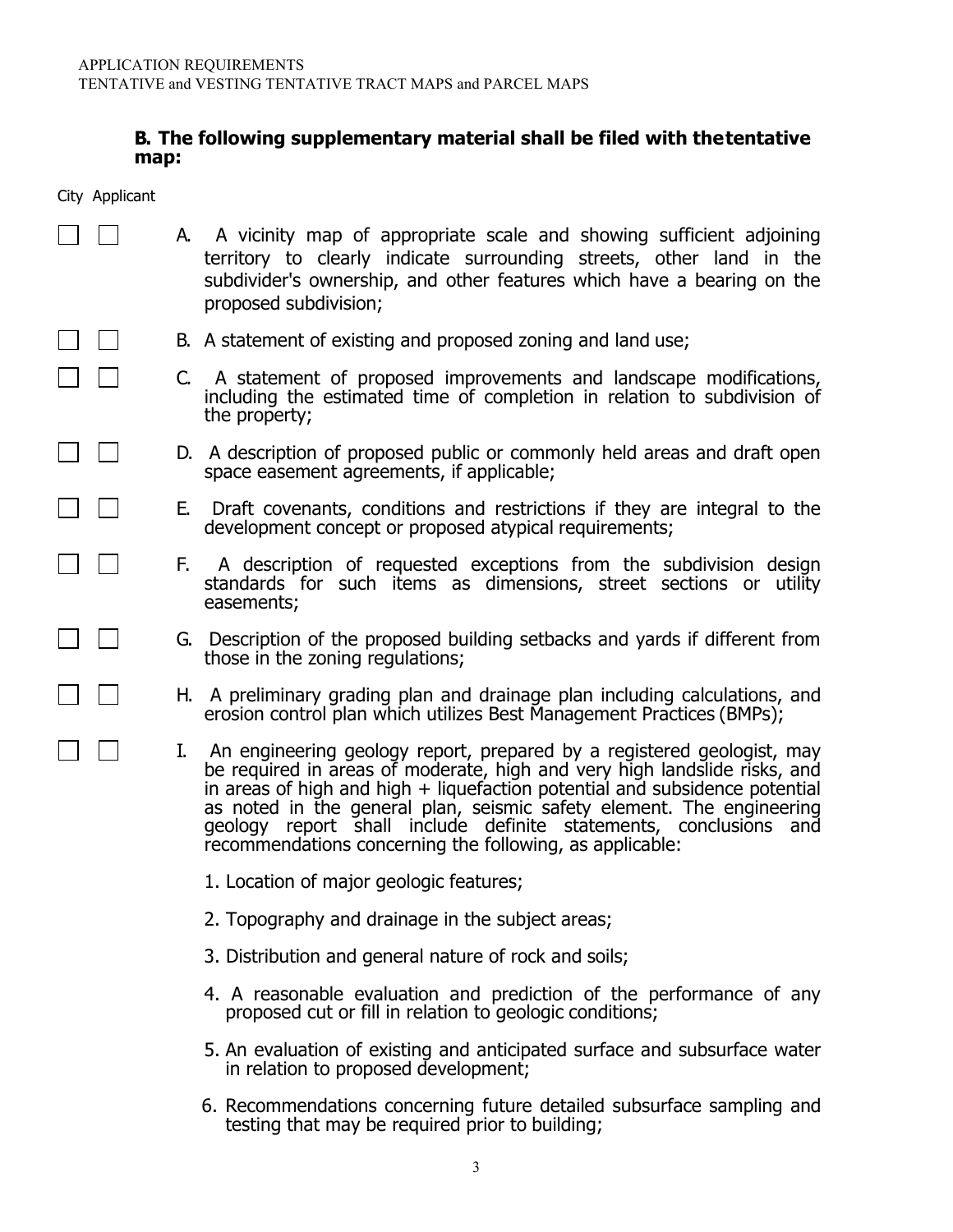APPLICATION REQUIREMENTS
TENTATIVE and VESTING TENTATIVE TRACT MAPS and PARCEL MAPS

### B. The following supplementary material shall be filed with thetentative map:

City Applicant

☐ ☐ A. A vicinity map of appropriate scale and showing sufficient adjoining territory to clearly indicate surrounding streets, other land in the subdivider's ownership, and other features which have a bearing on the proposed subdivision;

☐ ☐ B. A statement of existing and proposed zoning and land use;

☐ ☐ C. A statement of proposed improvements and landscape modifications, including the estimated time of completion in relation to subdivision of the property;

☐ ☐ D. A description of proposed public or commonly held areas and draft open space easement agreements, if applicable;

☐ ☐ E. Draft covenants, conditions and restrictions if they are integral to the development concept or proposed atypical requirements;

☐ ☐ F. A description of requested exceptions from the subdivision design standards for such items as dimensions, street sections or utility easements;

☐ ☐ G. Description of the proposed building setbacks and yards if different from those in the zoning regulations;

☐ ☐ H. A preliminary grading plan and drainage plan including calculations, and erosion control plan which utilizes Best Management Practices (BMPs);

☐ ☐ I. An engineering geology report, prepared by a registered geologist, may be required in areas of moderate, high and very high landslide risks, and in areas of high and high + liquefaction potential and subsidence potential as noted in the general plan, seismic safety element. The engineering geology report shall include definite statements, conclusions and recommendations concerning the following, as applicable:

1. Location of major geologic features;
2. Topography and drainage in the subject areas;
3. Distribution and general nature of rock and soils;
4. A reasonable evaluation and prediction of the performance of any proposed cut or fill in relation to geologic conditions;
5. An evaluation of existing and anticipated surface and subsurface water in relation to proposed development;
6. Recommendations concerning future detailed subsurface sampling and testing that may be required prior to building;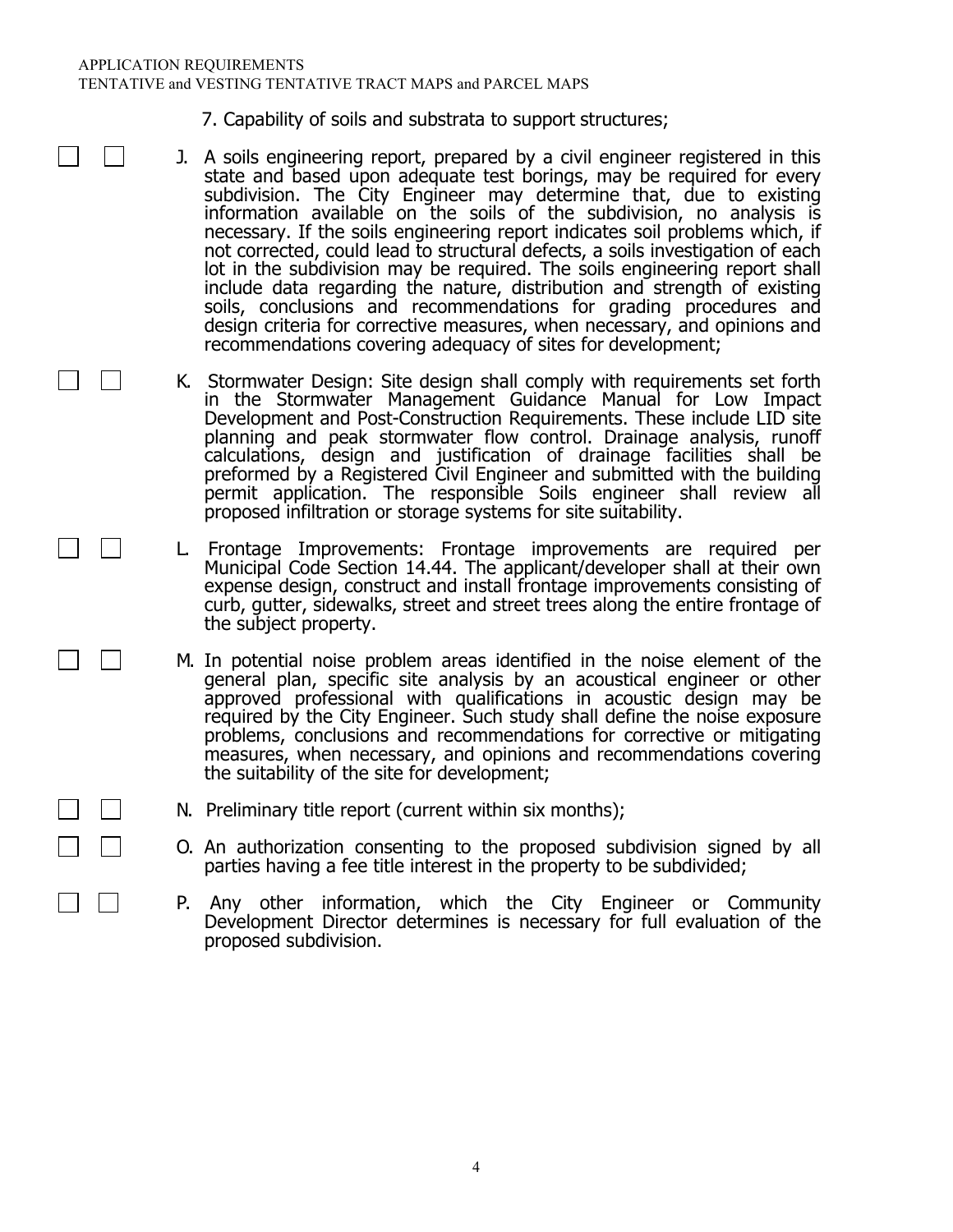7. Capability of soils and substrata to support structures;

☐ ☐ J. A soils engineering report, prepared by a civil engineer registered in this state and based upon adequate test borings, may be required for every subdivision. The City Engineer may determine that, due to existing information available on the soils of the subdivision, no analysis is necessary. If the soils engineering report indicates soil problems which, if not corrected, could lead to structural defects, a soils investigation of each lot in the subdivision may be required. The soils engineering report shall include data regarding the nature, distribution and strength of existing soils, conclusions and recommendations for grading procedures and design criteria for corrective measures, when necessary, and opinions and recommendations covering adequacy of sites for development;

☐ ☐ K. Stormwater Design: Site design shall comply with requirements set forth in the Stormwater Management Guidance Manual for Low Impact Development and Post-Construction Requirements. These include LID site planning and peak stormwater flow control. Drainage analysis, runoff calculations, design and justification of drainage facilities shall be preformed by a Registered Civil Engineer and submitted with the building permit application. The responsible Soils engineer shall review all proposed infiltration or storage systems for site suitability.

☐ ☐ L. Frontage Improvements: Frontage improvements are required per Municipal Code Section 14.44. The applicant/developer shall at their own expense design, construct and install frontage improvements consisting of curb, gutter, sidewalks, street and street trees along the entire frontage of the subject property.

☐ ☐ M. In potential noise problem areas identified in the noise element of the general plan, specific site analysis by an acoustical engineer or other approved professional with qualifications in acoustic design may be required by the City Engineer. Such study shall define the noise exposure problems, conclusions and recommendations for corrective or mitigating measures, when necessary, and opinions and recommendations covering the suitability of the site for development;

☐ ☐ N. Preliminary title report (current within six months);

☐ ☐ O. An authorization consenting to the proposed subdivision signed by all parties having a fee title interest in the property to be subdivided;

☐ ☐ P. Any other information, which the City Engineer or Community Development Director determines is necessary for full evaluation of the proposed subdivision.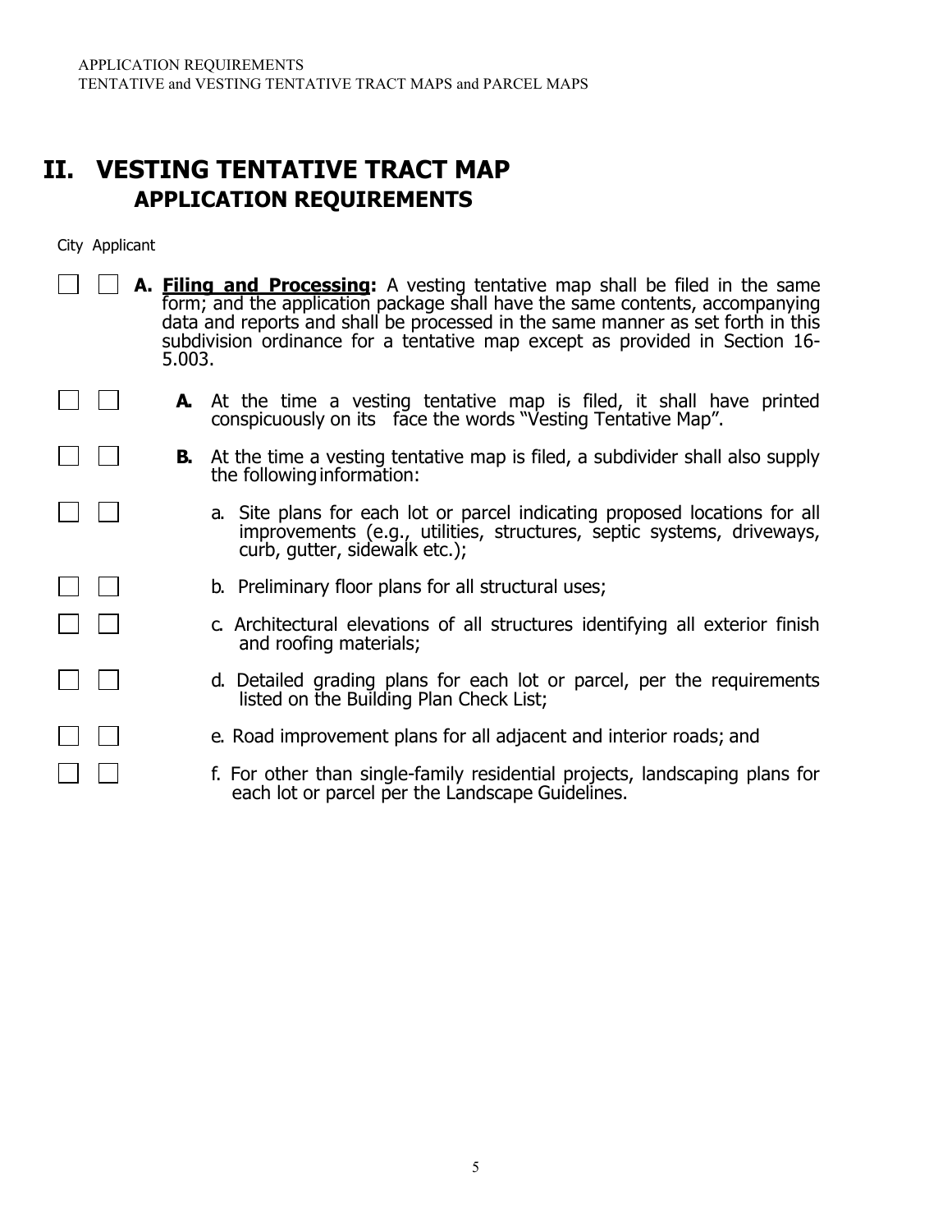# II. VESTING TENTATIVE TRACT MAP
## APPLICATION REQUIREMENTS

City Applicant

☐ ☐ **A. Filing and Processing:** A vesting tentative map shall be filed in the same form; and the application package shall have the same contents, accompanying data and reports and shall be processed in the same manner as set forth in this subdivision ordinance for a tentative map except as provided in Section 16-5.003.

☐ ☐ **A.** At the time a vesting tentative map is filed, it shall have printed conspicuously on its face the words "Vesting Tentative Map".

☐ ☐ **B.** At the time a vesting tentative map is filed, a subdivider shall also supply the following information:

☐ ☐ a. Site plans for each lot or parcel indicating proposed locations for all improvements (e.g., utilities, structures, septic systems, driveways, curb, gutter, sidewalk etc.);

☐ ☐ b. Preliminary floor plans for all structural uses;

☐ ☐ c. Architectural elevations of all structures identifying all exterior finish and roofing materials;

☐ ☐ d. Detailed grading plans for each lot or parcel, per the requirements listed on the Building Plan Check List;

☐ ☐ e. Road improvement plans for all adjacent and interior roads; and

☐ ☐ f. For other than single-family residential projects, landscaping plans for each lot or parcel per the Landscape Guidelines.